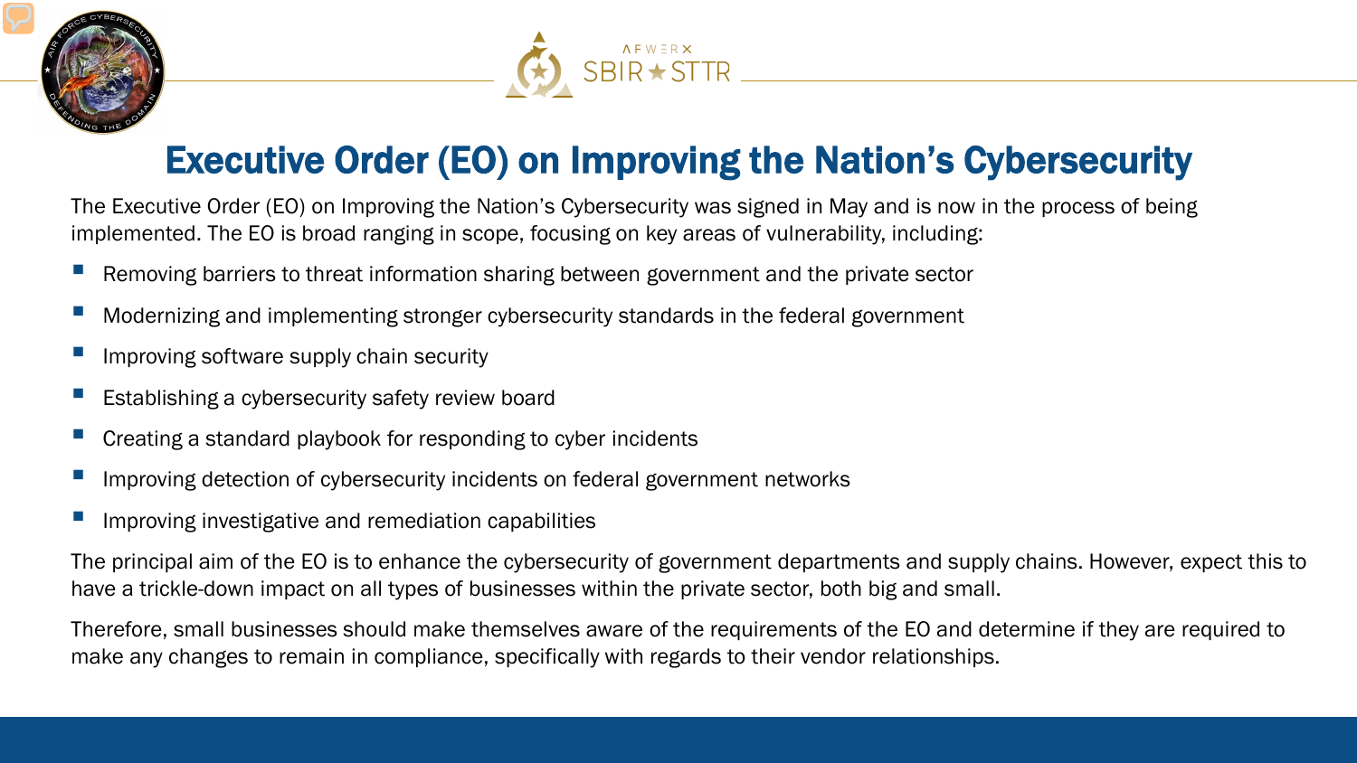# Executive Order (EO) on Improving the Nation's Cybersecurity

The Executive Order (EO) on Improving the Nation's Cybersecurity was signed in May and is now in the process of being implemented. The EO is broad ranging in scope, focusing on key areas of vulnerability, including:

- Removing barriers to threat information sharing between government and the private sector
- Modernizing and implementing stronger cybersecurity standards in the federal government
- Improving software supply chain security
- Establishing a cybersecurity safety review board
- Creating a standard playbook for responding to cyber incidents
- Improving detection of cybersecurity incidents on federal government networks
- Improving investigative and remediation capabilities

The principal aim of the EO is to enhance the cybersecurity of government departments and supply chains. However, expect this to have a trickle-down impact on all types of businesses within the private sector, both big and small.

Therefore, small businesses should make themselves aware of the requirements of the EO and determine if they are required to make any changes to remain in compliance, specifically with regards to their vendor relationships.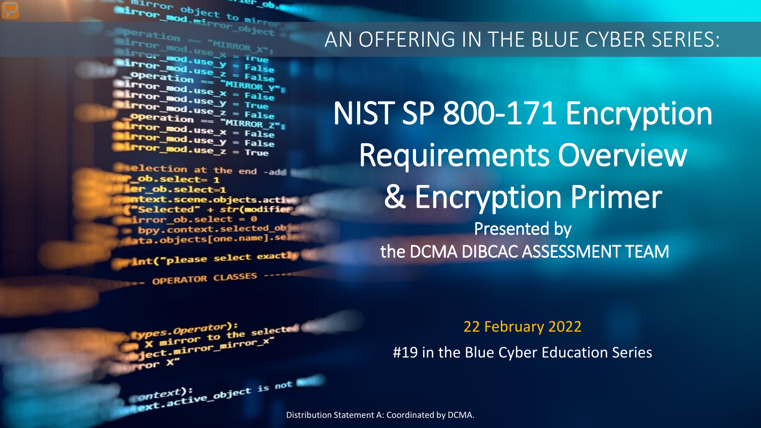AN OFFERING IN THE BLUE CYBER SERIES:

# NIST SP 800-171 Encryption Requirements Overview & Encryption Primer

Presented by
the DCMA DIBCAC ASSESSMENT TEAM

22 February 2022

#19 in the Blue Cyber Education Series

Distribution Statement A: Coordinated by DCMA.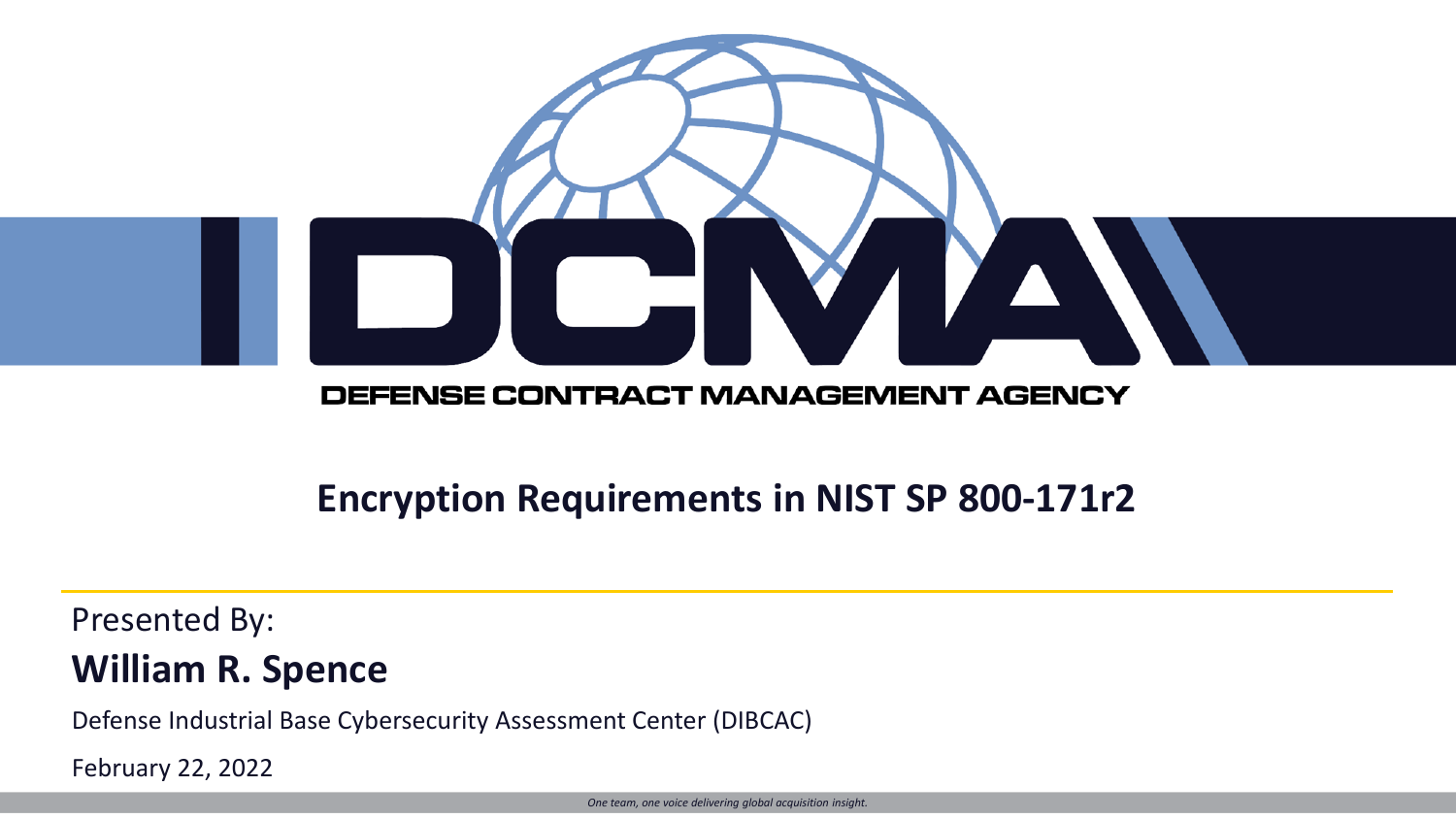DEFENSE CONTRACT MANAGEMENT AGENCY

# Encryption Requirements in NIST SP 800-171r2

Presented By:

**William R. Spence**

Defense Industrial Base Cybersecurity Assessment Center (DIBCAC)

February 22, 2022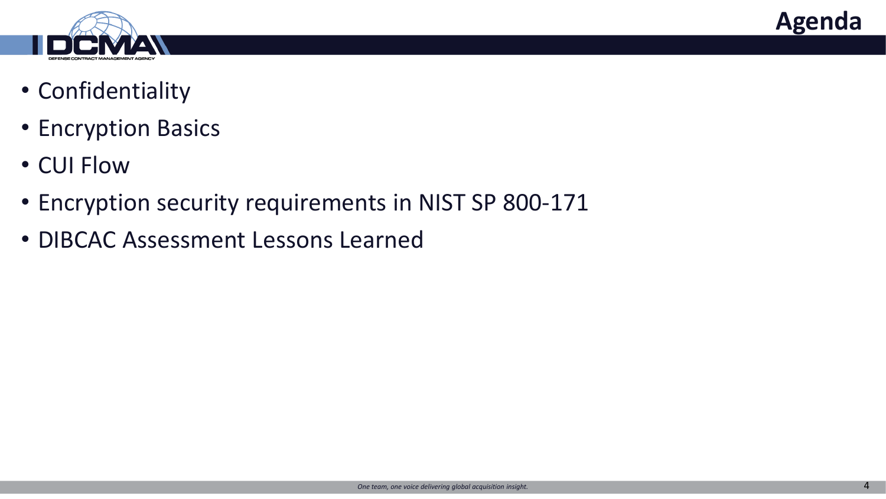# Agenda

- Confidentiality
- Encryption Basics
- CUI Flow
- Encryption security requirements in NIST SP 800-171
- DIBCAC Assessment Lessons Learned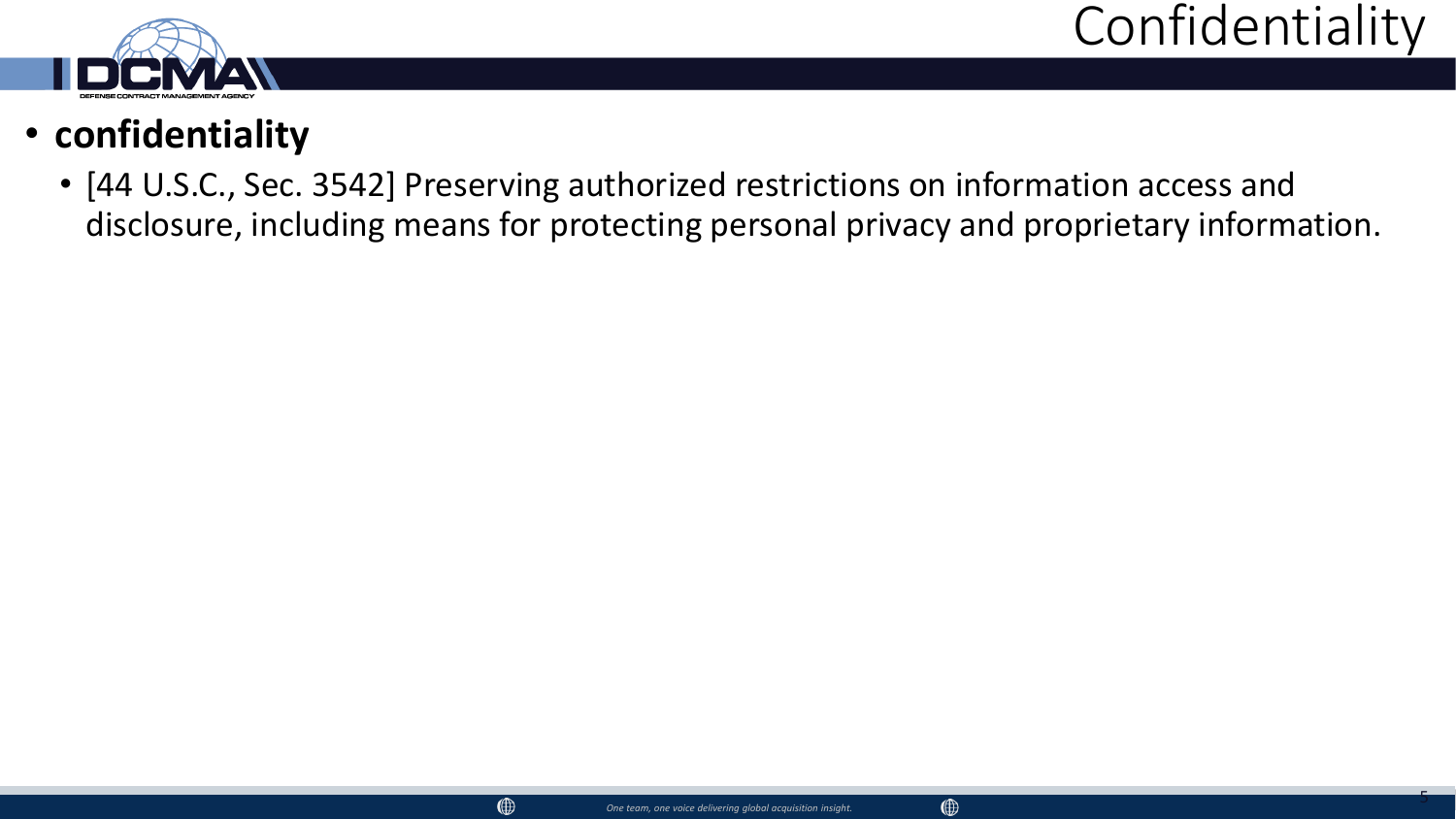# Confidentiality

- **confidentiality**
  - [44 U.S.C., Sec. 3542] Preserving authorized restrictions on information access and disclosure, including means for protecting personal privacy and proprietary information.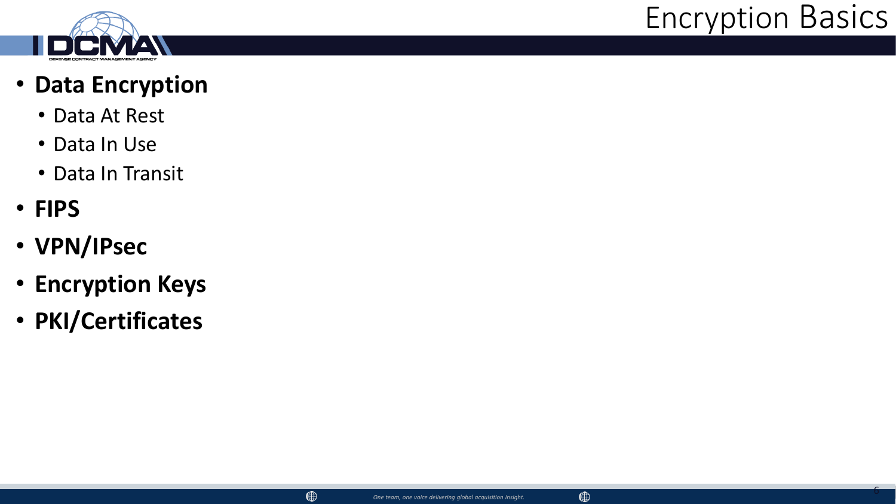# Encryption Basics

- **Data Encryption**
  - Data At Rest
  - Data In Use
  - Data In Transit
- **FIPS**
- **VPN/IPsec**
- **Encryption Keys**
- **PKI/Certificates**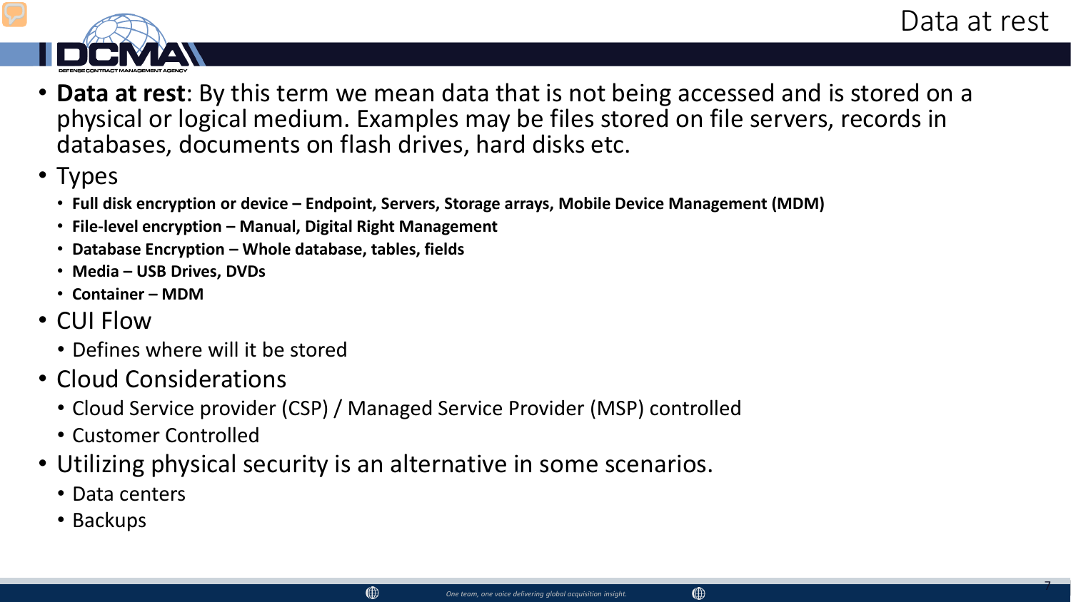# Data at rest

- **Data at rest**: By this term we mean data that is not being accessed and is stored on a physical or logical medium. Examples may be files stored on file servers, records in databases, documents on flash drives, hard disks etc.
- Types
  - **Full disk encryption or device – Endpoint, Servers, Storage arrays, Mobile Device Management (MDM)**
  - **File-level encryption – Manual, Digital Right Management**
  - **Database Encryption – Whole database, tables, fields**
  - **Media – USB Drives, DVDs**
  - **Container – MDM**
- CUI Flow
  - Defines where will it be stored
- Cloud Considerations
  - Cloud Service provider (CSP) / Managed Service Provider (MSP) controlled
  - Customer Controlled
- Utilizing physical security is an alternative in some scenarios.
  - Data centers
  - Backups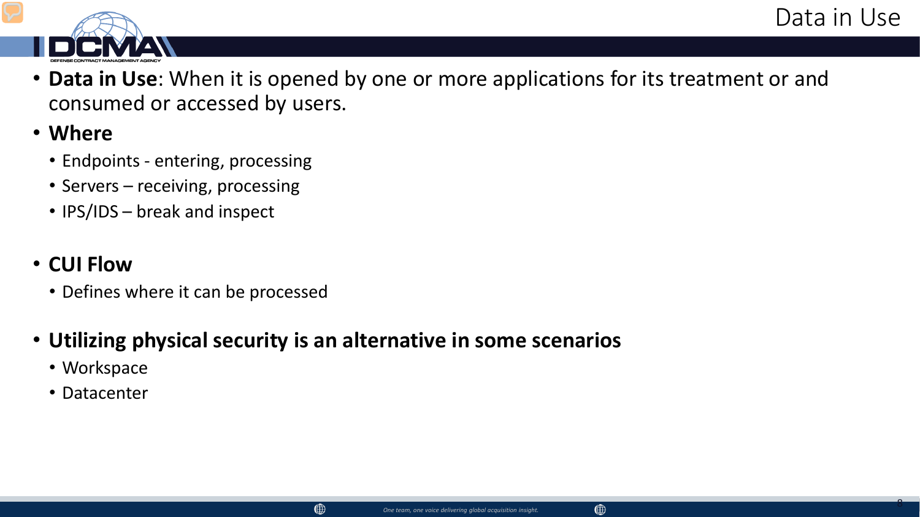# Data in Use

- **Data in Use**: When it is opened by one or more applications for its treatment or and consumed or accessed by users.
- **Where**
  - Endpoints - entering, processing
  - Servers – receiving, processing
  - IPS/IDS – break and inspect
- **CUI Flow**
  - Defines where it can be processed
- **Utilizing physical security is an alternative in some scenarios**
  - Workspace
  - Datacenter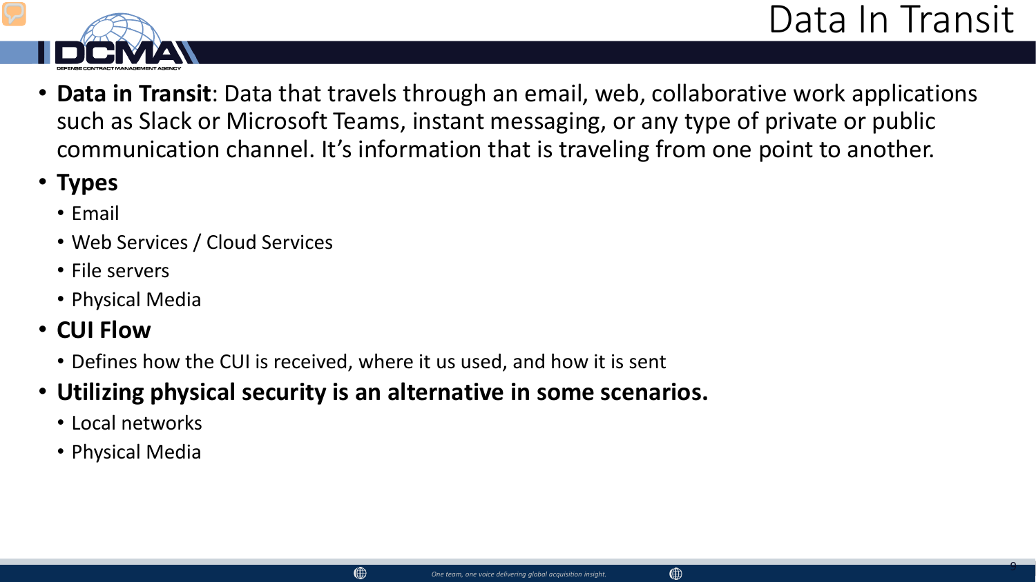# Data In Transit

- **Data in Transit**: Data that travels through an email, web, collaborative work applications such as Slack or Microsoft Teams, instant messaging, or any type of private or public communication channel. It's information that is traveling from one point to another.
- **Types**
  - Email
  - Web Services / Cloud Services
  - File servers
  - Physical Media
- **CUI Flow**
  - Defines how the CUI is received, where it us used, and how it is sent
- **Utilizing physical security is an alternative in some scenarios.**
  - Local networks
  - Physical Media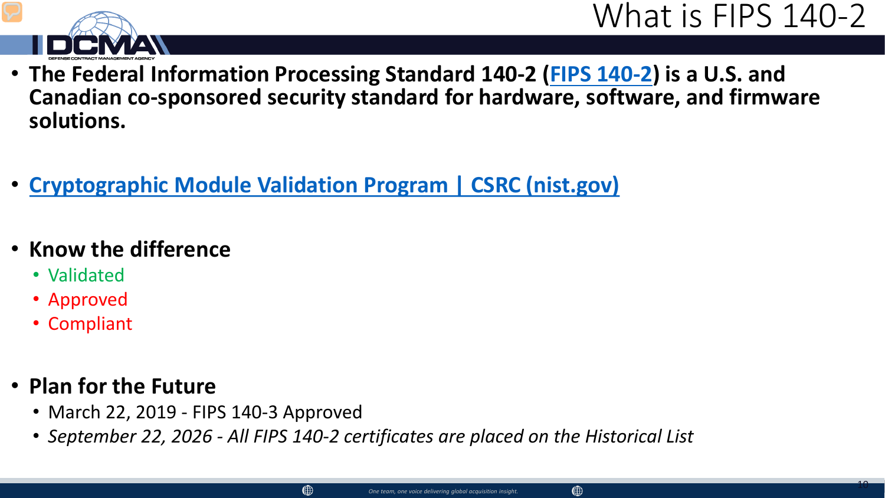# What is FIPS 140-2

- **The Federal Information Processing Standard 140-2 (FIPS 140-2) is a U.S. and Canadian co-sponsored security standard for hardware, software, and firmware solutions.**

- **Cryptographic Module Validation Program | CSRC (nist.gov)**

- **Know the difference**
  - Validated
  - Approved
  - Compliant

- **Plan for the Future**
  - March 22, 2019 - FIPS 140-3 Approved
  - *September 22, 2026 - All FIPS 140-2 certificates are placed on the Historical List*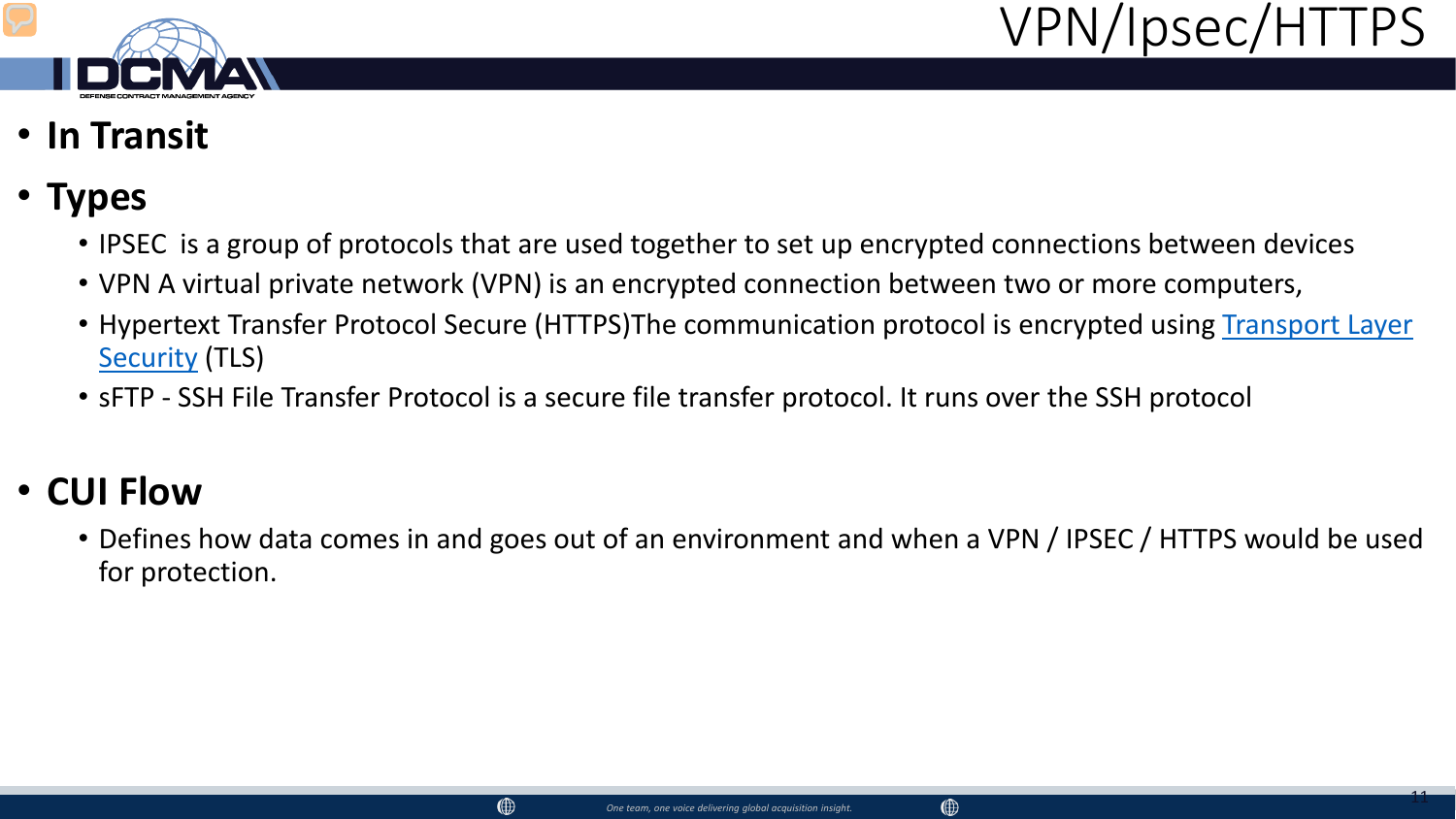# VPN/Ipsec/HTTPS

- **In Transit**
- **Types**
  - IPSEC is a group of protocols that are used together to set up encrypted connections between devices
  - VPN A virtual private network (VPN) is an encrypted connection between two or more computers,
  - Hypertext Transfer Protocol Secure (HTTPS)The communication protocol is encrypted using Transport Layer Security (TLS)
  - sFTP - SSH File Transfer Protocol is a secure file transfer protocol. It runs over the SSH protocol
- **CUI Flow**
  - Defines how data comes in and goes out of an environment and when a VPN / IPSEC / HTTPS would be used for protection.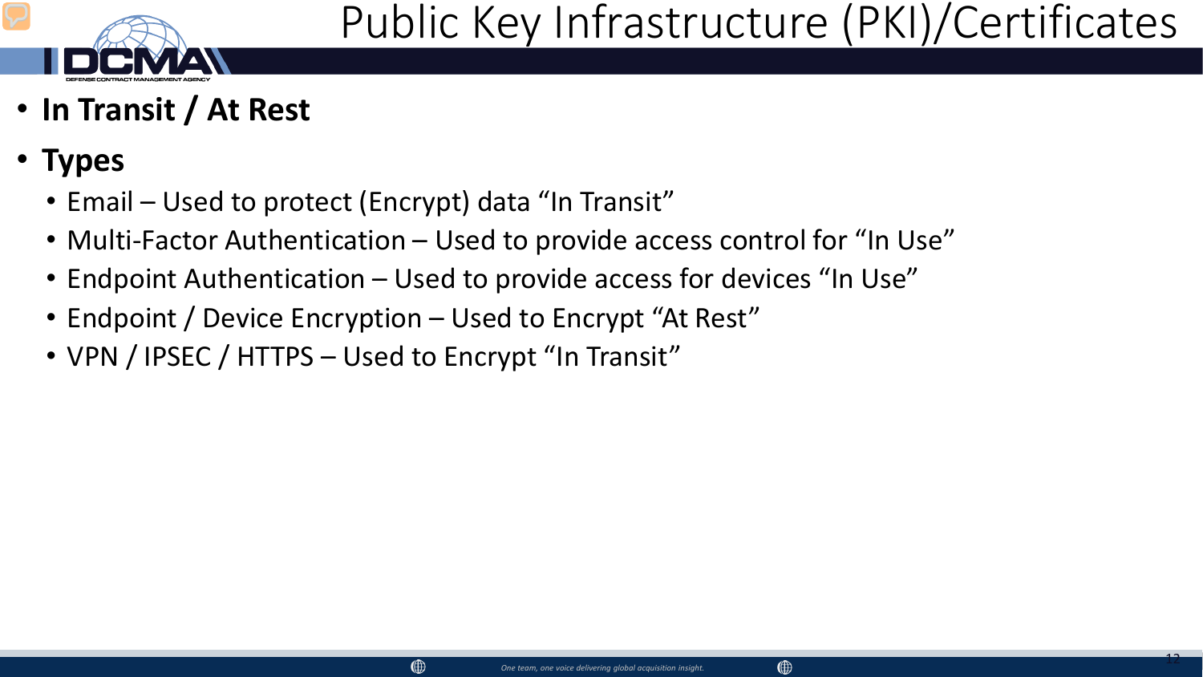# Public Key Infrastructure (PKI)/Certificates

- **In Transit / At Rest**
- **Types**
  - Email – Used to protect (Encrypt) data "In Transit"
  - Multi-Factor Authentication – Used to provide access control for "In Use"
  - Endpoint Authentication – Used to provide access for devices "In Use"
  - Endpoint / Device Encryption – Used to Encrypt "At Rest"
  - VPN / IPSEC / HTTPS – Used to Encrypt "In Transit"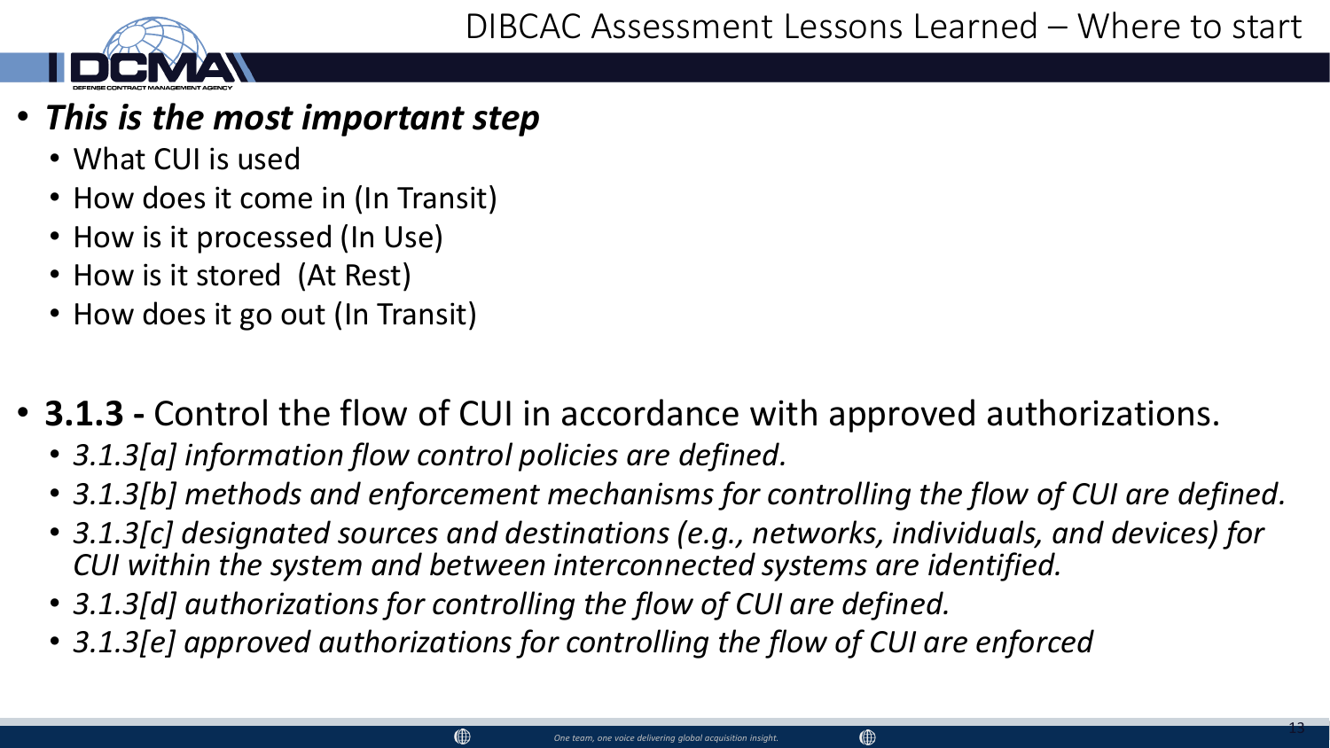# DIBCAC Assessment Lessons Learned – Where to start

- ***This is the most important step***
  - What CUI is used
  - How does it come in (In Transit)
  - How is it processed (In Use)
  - How is it stored (At Rest)
  - How does it go out (In Transit)

- **3.1.3 -** Control the flow of CUI in accordance with approved authorizations.
  - *3.1.3[a] information flow control policies are defined.*
  - *3.1.3[b] methods and enforcement mechanisms for controlling the flow of CUI are defined.*
  - *3.1.3[c] designated sources and destinations (e.g., networks, individuals, and devices) for CUI within the system and between interconnected systems are identified.*
  - *3.1.3[d] authorizations for controlling the flow of CUI are defined.*
  - *3.1.3[e] approved authorizations for controlling the flow of CUI are enforced*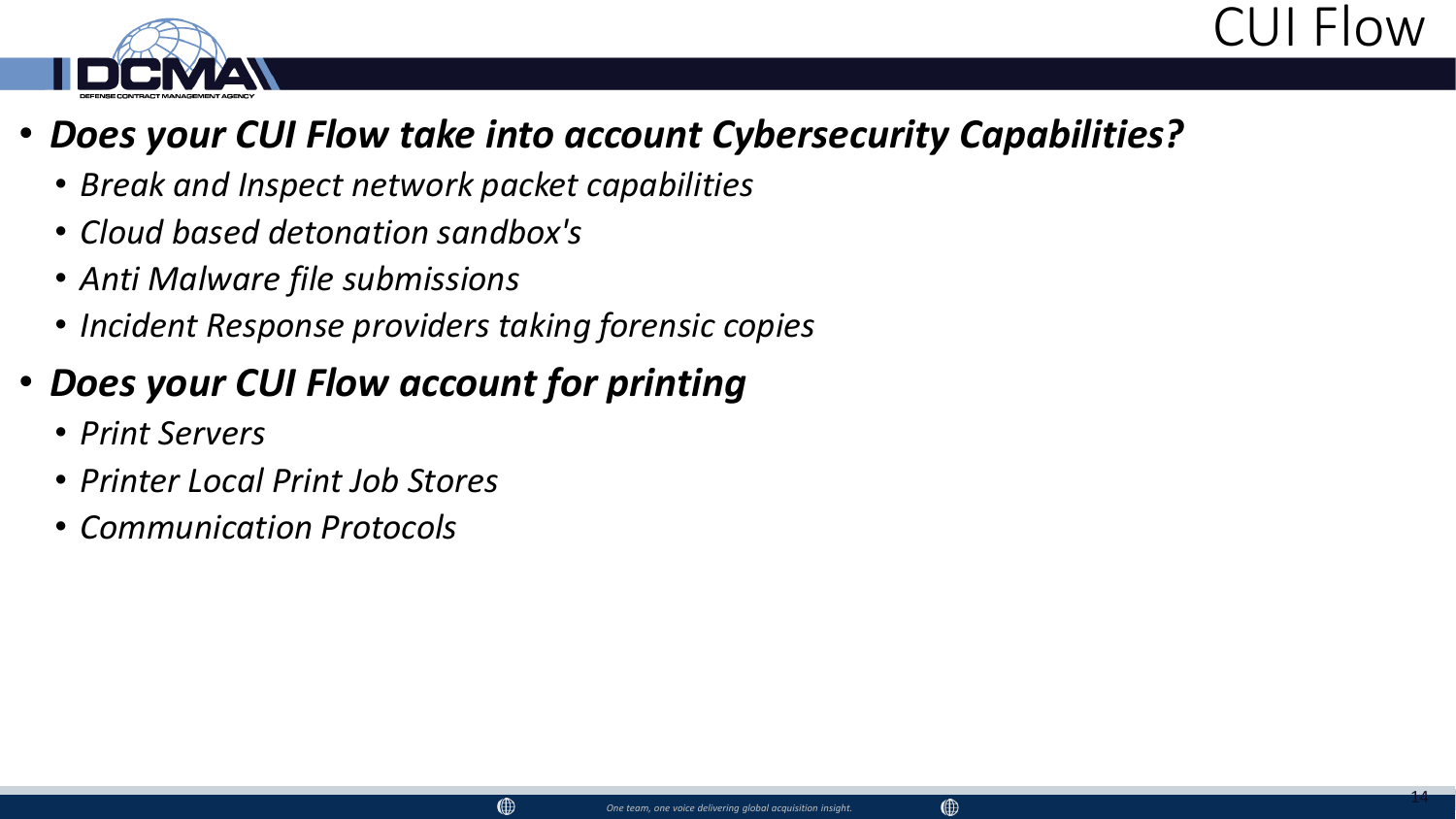# CUI Flow

- ***Does your CUI Flow take into account Cybersecurity Capabilities?***
  - *Break and Inspect network packet capabilities*
  - *Cloud based detonation sandbox's*
  - *Anti Malware file submissions*
  - *Incident Response providers taking forensic copies*
- ***Does your CUI Flow account for printing***
  - *Print Servers*
  - *Printer Local Print Job Stores*
  - *Communication Protocols*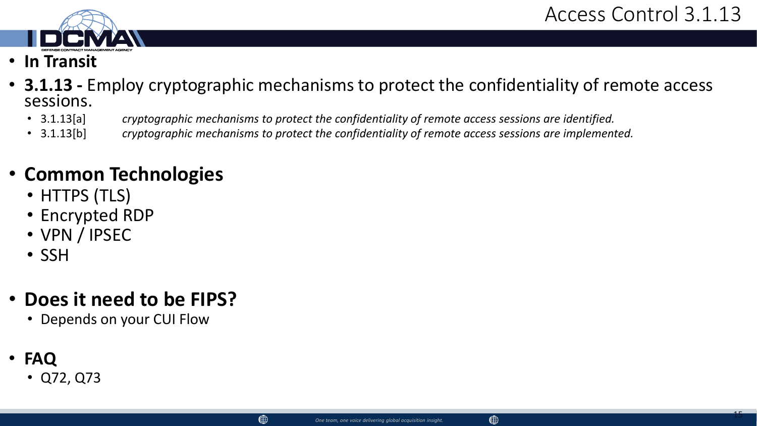# Access Control 3.1.13

- **In Transit**
- **3.1.13 -** Employ cryptographic mechanisms to protect the confidentiality of remote access sessions.
  - 3.1.13[a] *cryptographic mechanisms to protect the confidentiality of remote access sessions are identified.*
  - 3.1.13[b] *cryptographic mechanisms to protect the confidentiality of remote access sessions are implemented.*

- **Common Technologies**
  - HTTPS (TLS)
  - Encrypted RDP
  - VPN / IPSEC
  - SSH

- **Does it need to be FIPS?**
  - Depends on your CUI Flow

- **FAQ**
  - Q72, Q73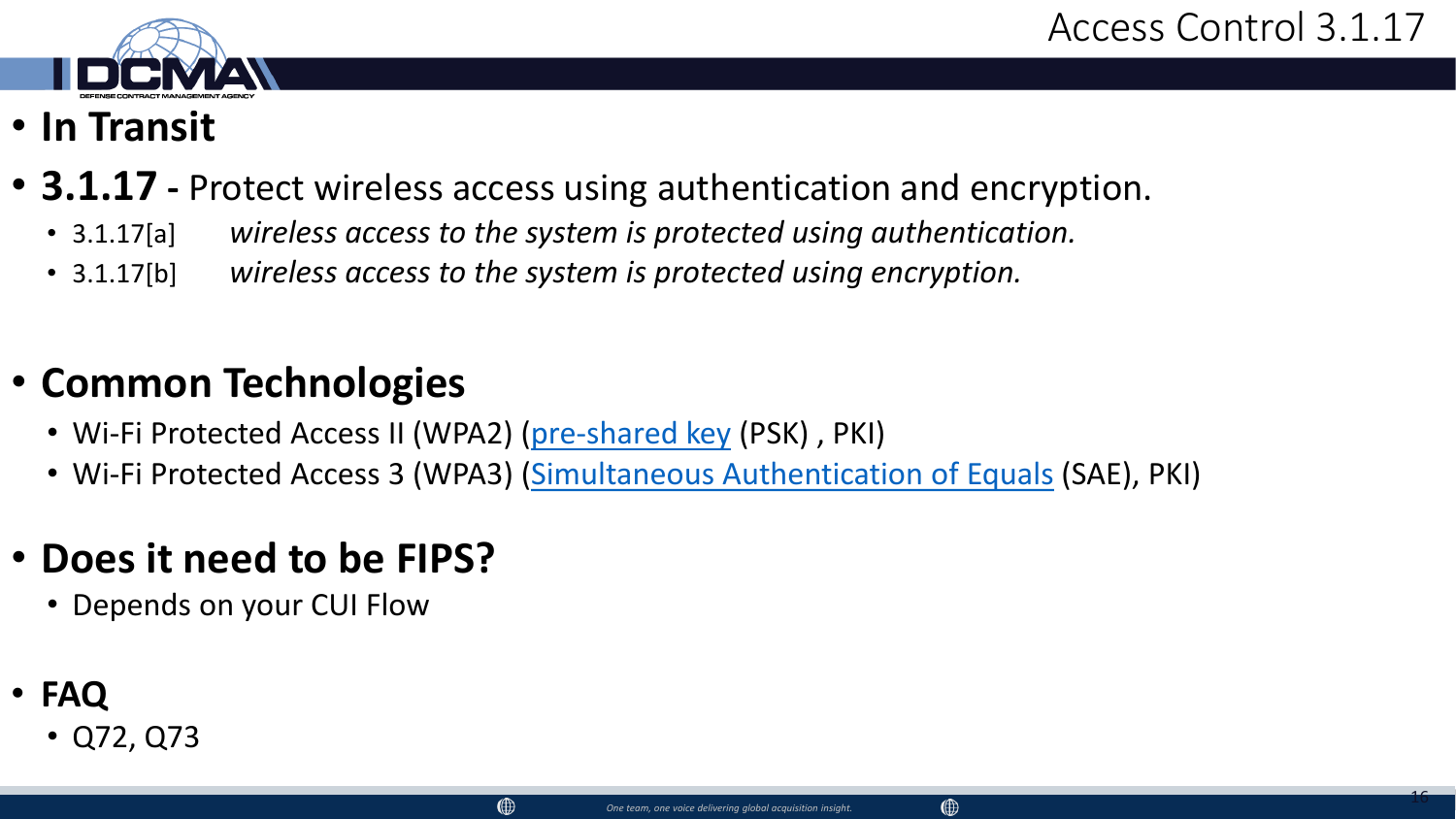# Access Control 3.1.17

- **In Transit**
- **3.1.17 -** Protect wireless access using authentication and encryption.
  - 3.1.17[a] *wireless access to the system is protected using authentication.*
  - 3.1.17[b] *wireless access to the system is protected using encryption.*

- **Common Technologies**
  - Wi-Fi Protected Access II (WPA2) (pre-shared key (PSK) , PKI)
  - Wi-Fi Protected Access 3 (WPA3) (Simultaneous Authentication of Equals (SAE), PKI)

- **Does it need to be FIPS?**
  - Depends on your CUI Flow

- **FAQ**
  - Q72, Q73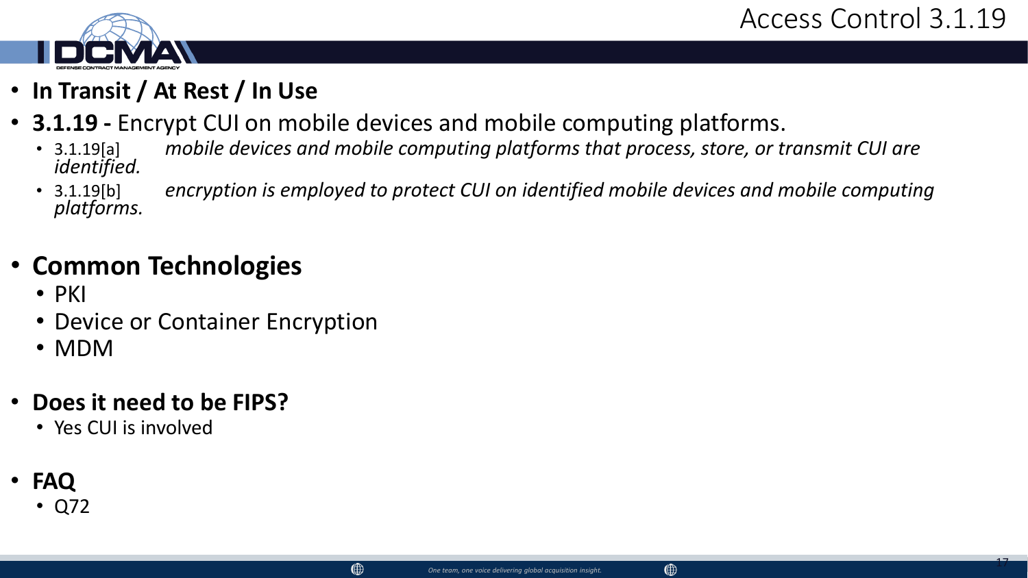# Access Control 3.1.19

- **In Transit / At Rest / In Use**
- **3.1.19 -** Encrypt CUI on mobile devices and mobile computing platforms.
  - 3.1.19[a] *mobile devices and mobile computing platforms that process, store, or transmit CUI are identified.*
  - 3.1.19[b] *encryption is employed to protect CUI on identified mobile devices and mobile computing platforms.*

- **Common Technologies**
  - PKI
  - Device or Container Encryption
  - MDM

- **Does it need to be FIPS?**
  - Yes CUI is involved

- **FAQ**
  - Q72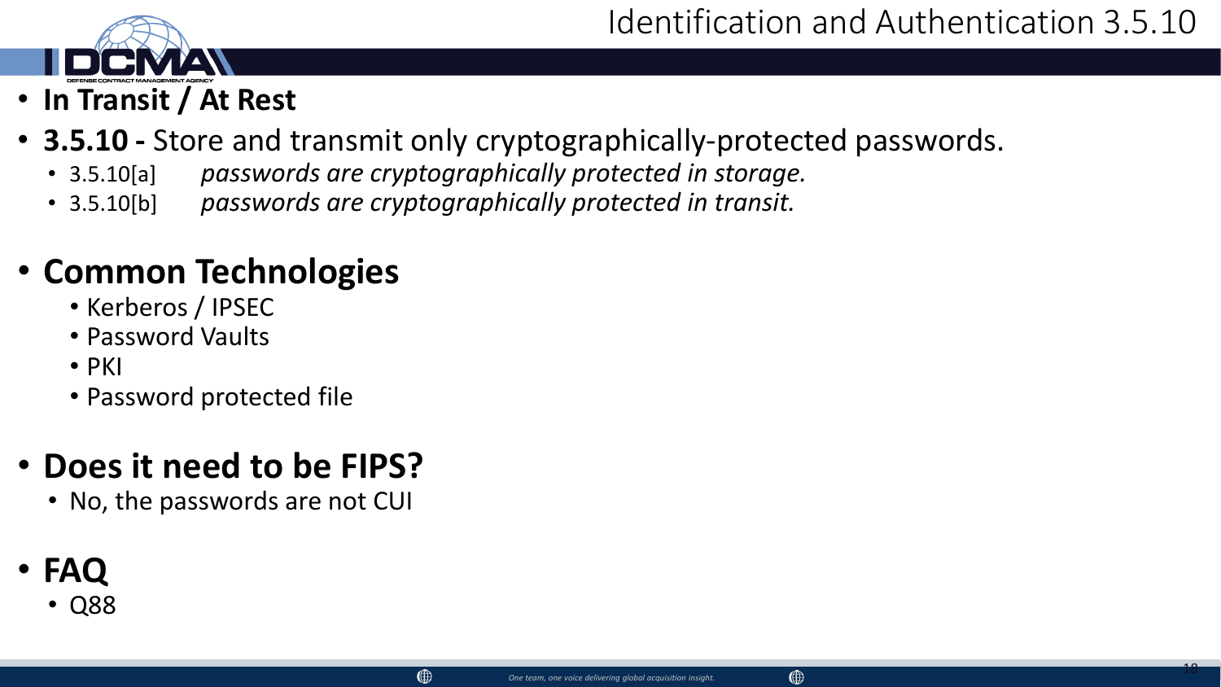# Identification and Authentication 3.5.10

- **In Transit / At Rest**
- **3.5.10 -** Store and transmit only cryptographically-protected passwords.
  - 3.5.10[a] *passwords are cryptographically protected in storage.*
  - 3.5.10[b] *passwords are cryptographically protected in transit.*

- **Common Technologies**
  - Kerberos / IPSEC
  - Password Vaults
  - PKI
  - Password protected file

- **Does it need to be FIPS?**
  - No, the passwords are not CUI

- **FAQ**
  - Q88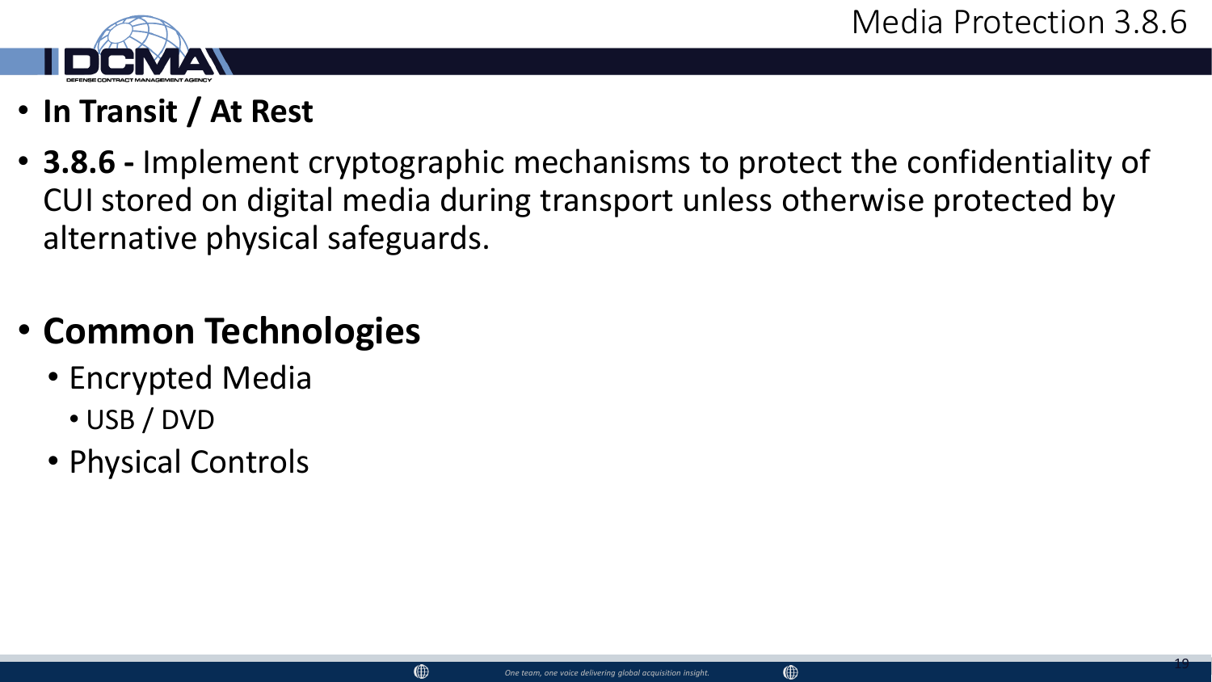# Media Protection 3.8.6

- **In Transit / At Rest**
- **3.8.6 -** Implement cryptographic mechanisms to protect the confidentiality of CUI stored on digital media during transport unless otherwise protected by alternative physical safeguards.

- **Common Technologies**
  - Encrypted Media
    - USB / DVD
  - Physical Controls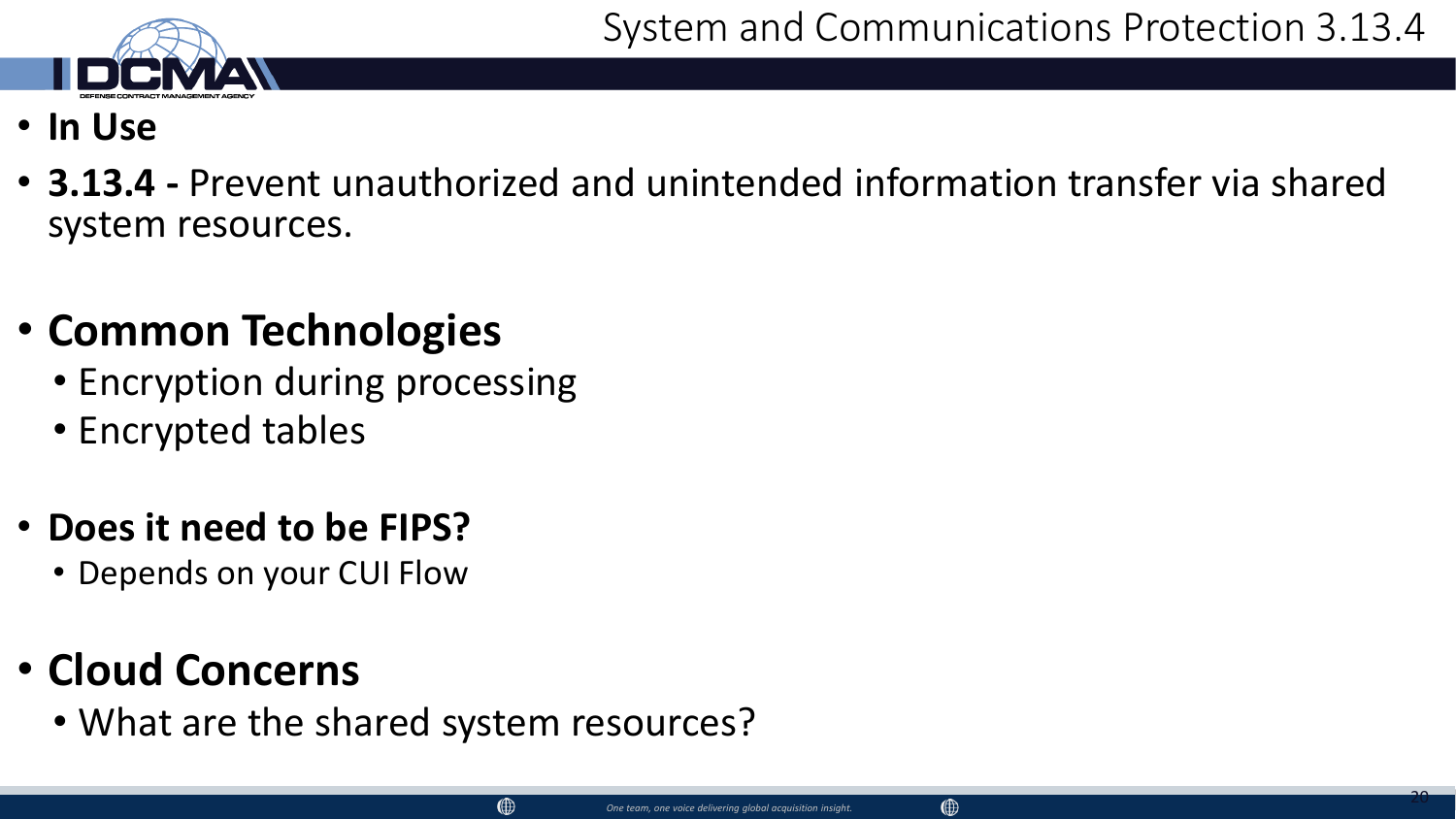# System and Communications Protection 3.13.4

- **In Use**
- **3.13.4 -** Prevent unauthorized and unintended information transfer via shared system resources.

- **Common Technologies**
  - Encryption during processing
  - Encrypted tables

- **Does it need to be FIPS?**
  - Depends on your CUI Flow

- **Cloud Concerns**
  - What are the shared system resources?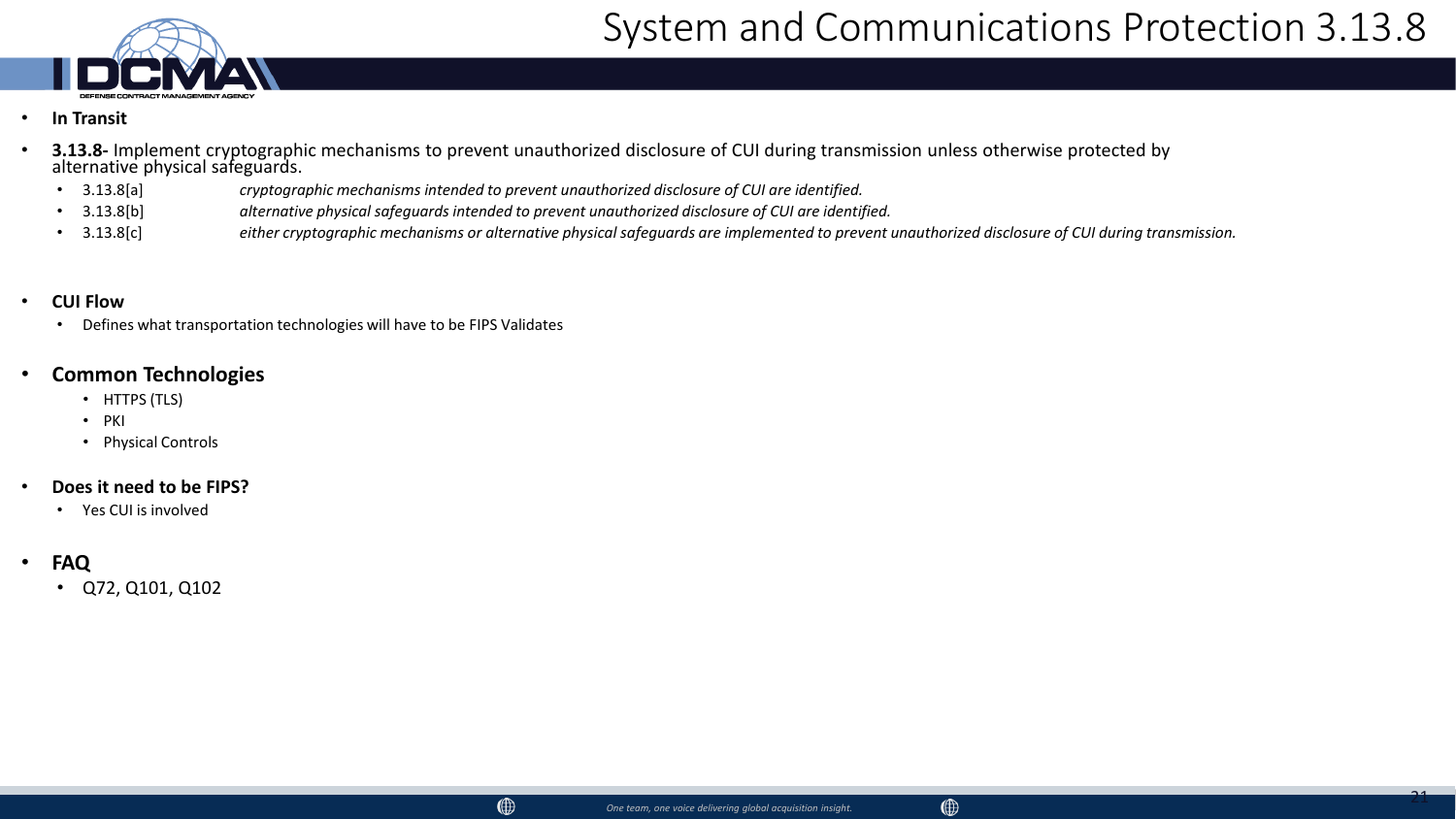# System and Communications Protection 3.13.8

- **In Transit**
- **3.13.8-** Implement cryptographic mechanisms to prevent unauthorized disclosure of CUI during transmission unless otherwise protected by alternative physical safeguards.
  - 3.13.8[a] *cryptographic mechanisms intended to prevent unauthorized disclosure of CUI are identified.*
  - 3.13.8[b] *alternative physical safeguards intended to prevent unauthorized disclosure of CUI are identified.*
  - 3.13.8[c] *either cryptographic mechanisms or alternative physical safeguards are implemented to prevent unauthorized disclosure of CUI during transmission.*

- **CUI Flow**
  - Defines what transportation technologies will have to be FIPS Validates

- **Common Technologies**
  - HTTPS (TLS)
  - PKI
  - Physical Controls

- **Does it need to be FIPS?**
  - Yes CUI is involved

- **FAQ**
  - Q72, Q101, Q102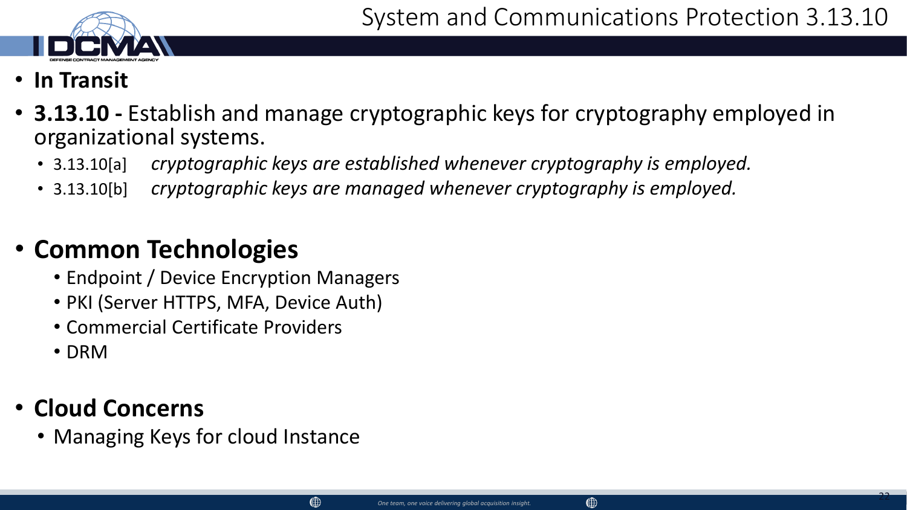# System and Communications Protection 3.13.10

- **In Transit**
- **3.13.10 -** Establish and manage cryptographic keys for cryptography employed in organizational systems.
  - 3.13.10[a] *cryptographic keys are established whenever cryptography is employed.*
  - 3.13.10[b] *cryptographic keys are managed whenever cryptography is employed.*

- **Common Technologies**
  - Endpoint / Device Encryption Managers
  - PKI (Server HTTPS, MFA, Device Auth)
  - Commercial Certificate Providers
  - DRM

- **Cloud Concerns**
  - Managing Keys for cloud Instance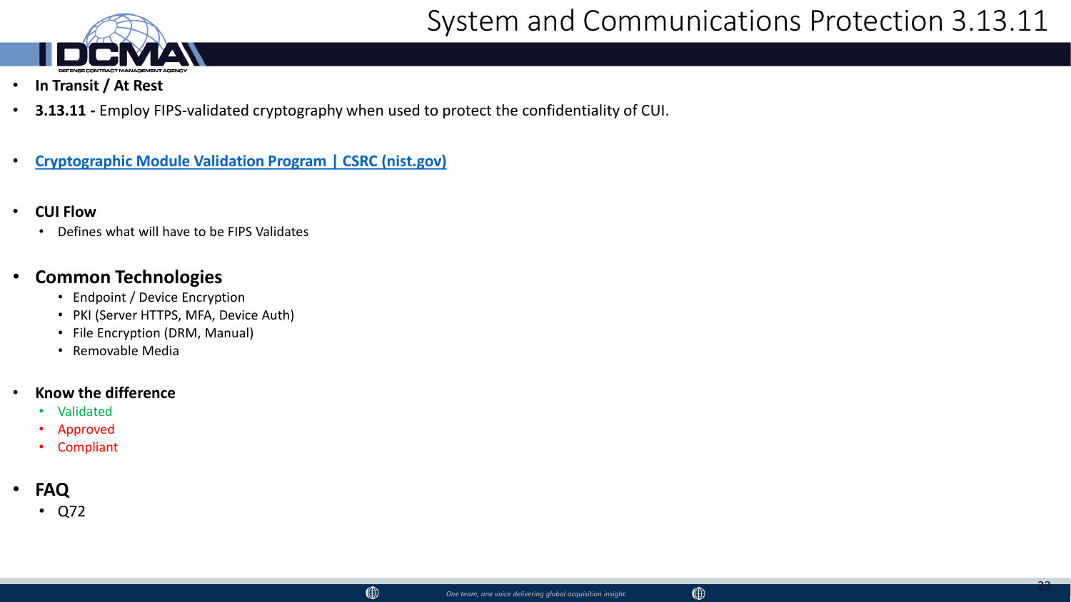# System and Communications Protection 3.13.11

- **In Transit / At Rest**
- **3.13.11 -** Employ FIPS-validated cryptography when used to protect the confidentiality of CUI.

- **Cryptographic Module Validation Program | CSRC (nist.gov)**

- **CUI Flow**
  - Defines what will have to be FIPS Validates

- **Common Technologies**
  - Endpoint / Device Encryption
  - PKI (Server HTTPS, MFA, Device Auth)
  - File Encryption (DRM, Manual)
  - Removable Media

- **Know the difference**
  - Validated
  - Approved
  - Compliant

- **FAQ**
  - Q72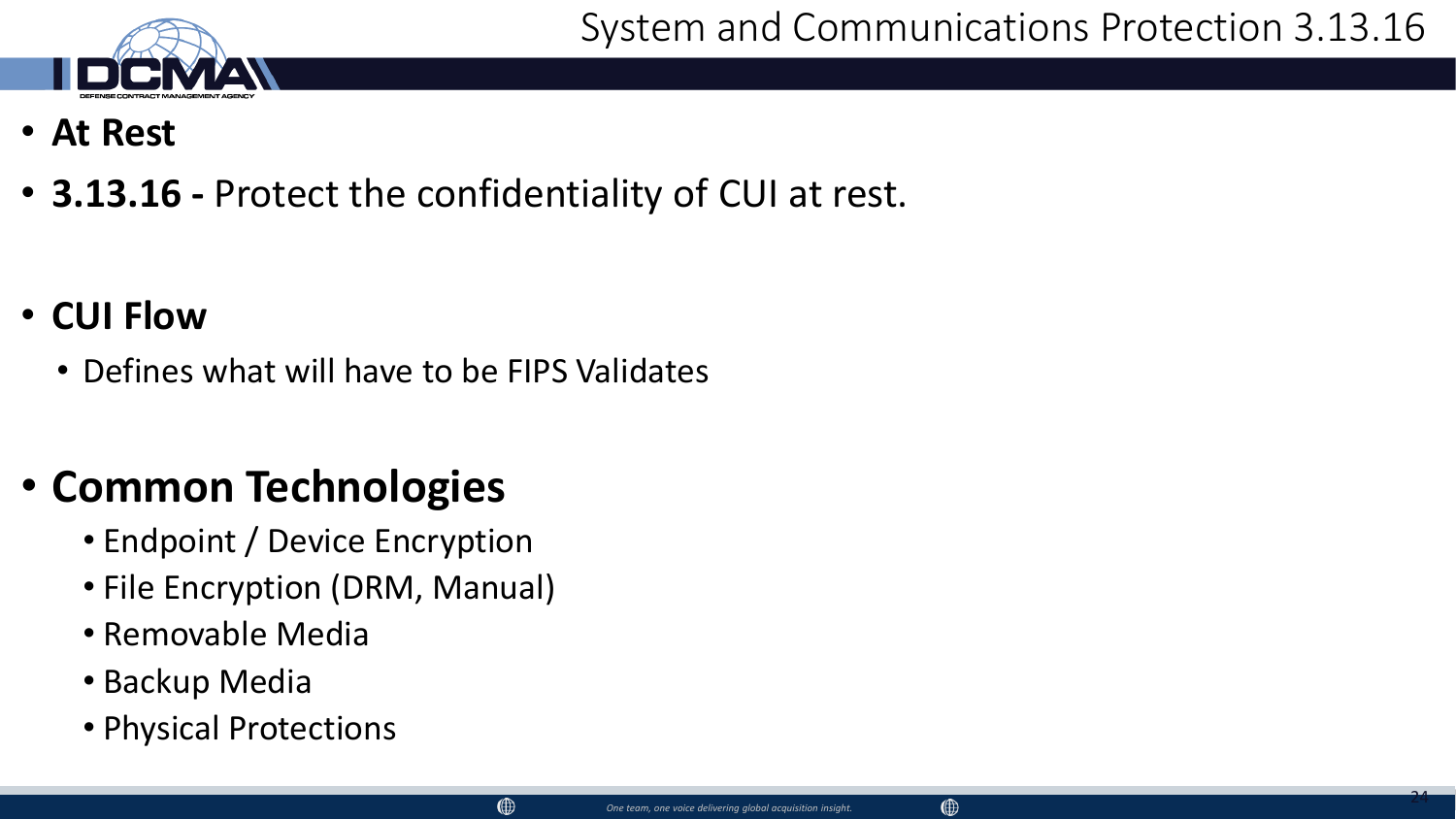# System and Communications Protection 3.13.16

- **At Rest**
- **3.13.16 -** Protect the confidentiality of CUI at rest.

- **CUI Flow**
  - Defines what will have to be FIPS Validates

- **Common Technologies**
  - Endpoint / Device Encryption
  - File Encryption (DRM, Manual)
  - Removable Media
  - Backup Media
  - Physical Protections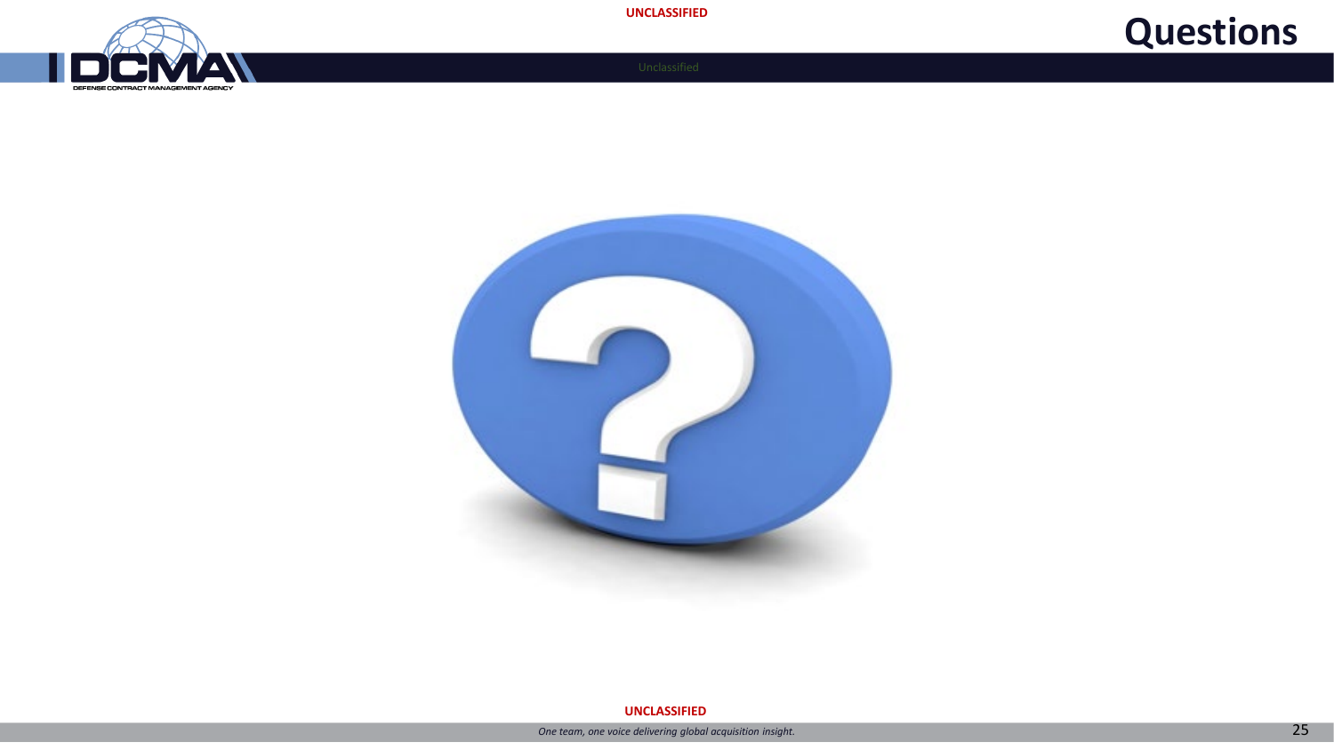# Questions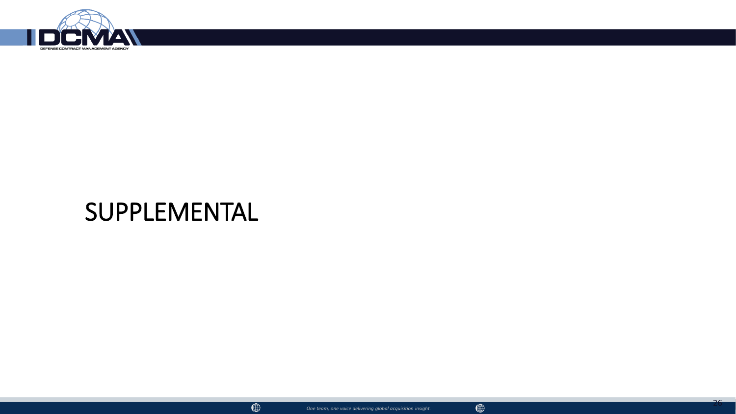# SUPPLEMENTAL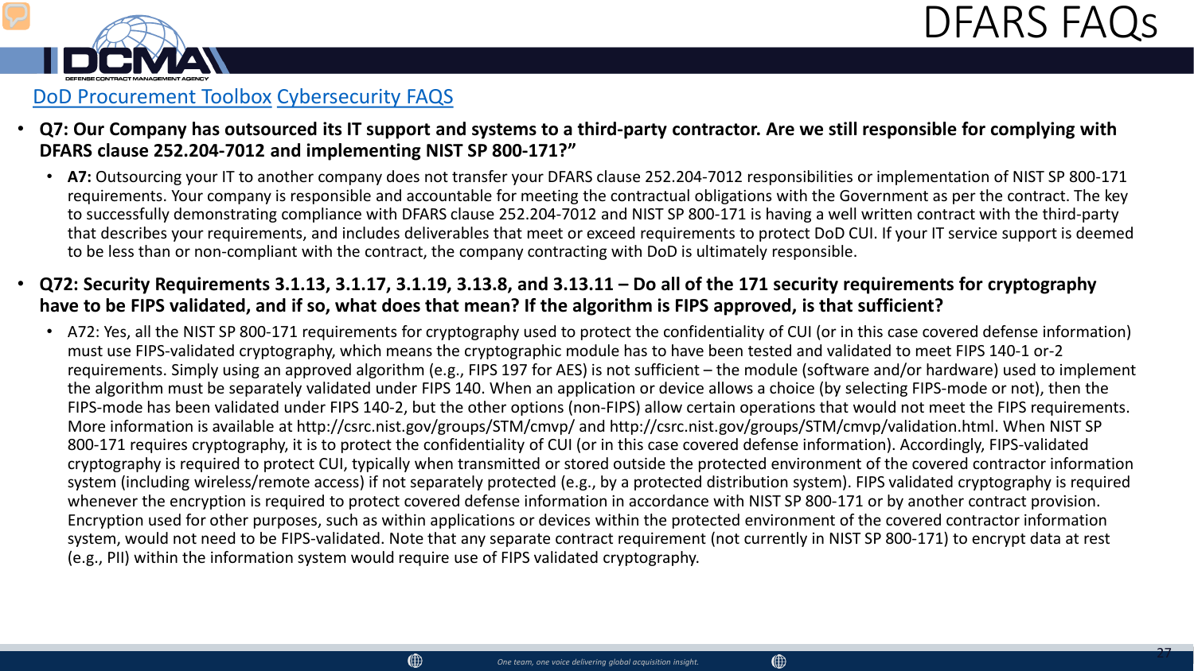# DFARS FAQs

[DoD Procurement Toolbox](#) [Cybersecurity FAQS](#)

- **Q7: Our Company has outsourced its IT support and systems to a third-party contractor. Are we still responsible for complying with DFARS clause 252.204-7012 and implementing NIST SP 800-171?"**
  - **A7:** Outsourcing your IT to another company does not transfer your DFARS clause 252.204-7012 responsibilities or implementation of NIST SP 800-171 requirements. Your company is responsible and accountable for meeting the contractual obligations with the Government as per the contract. The key to successfully demonstrating compliance with DFARS clause 252.204-7012 and NIST SP 800-171 is having a well written contract with the third-party that describes your requirements, and includes deliverables that meet or exceed requirements to protect DoD CUI. If your IT service support is deemed to be less than or non-compliant with the contract, the company contracting with DoD is ultimately responsible.

- **Q72: Security Requirements 3.1.13, 3.1.17, 3.1.19, 3.13.8, and 3.13.11 – Do all of the 171 security requirements for cryptography have to be FIPS validated, and if so, what does that mean? If the algorithm is FIPS approved, is that sufficient?**
  - A72: Yes, all the NIST SP 800-171 requirements for cryptography used to protect the confidentiality of CUI (or in this case covered defense information) must use FIPS-validated cryptography, which means the cryptographic module has to have been tested and validated to meet FIPS 140-1 or-2 requirements. Simply using an approved algorithm (e.g., FIPS 197 for AES) is not sufficient – the module (software and/or hardware) used to implement the algorithm must be separately validated under FIPS 140. When an application or device allows a choice (by selecting FIPS-mode or not), then the FIPS-mode has been validated under FIPS 140-2, but the other options (non-FIPS) allow certain operations that would not meet the FIPS requirements. More information is available at http://csrc.nist.gov/groups/STM/cmvp/ and http://csrc.nist.gov/groups/STM/cmvp/validation.html. When NIST SP 800-171 requires cryptography, it is to protect the confidentiality of CUI (or in this case covered defense information). Accordingly, FIPS-validated cryptography is required to protect CUI, typically when transmitted or stored outside the protected environment of the covered contractor information system (including wireless/remote access) if not separately protected (e.g., by a protected distribution system). FIPS validated cryptography is required whenever the encryption is required to protect covered defense information in accordance with NIST SP 800-171 or by another contract provision. Encryption used for other purposes, such as within applications or devices within the protected environment of the covered contractor information system, would not need to be FIPS-validated. Note that any separate contract requirement (not currently in NIST SP 800-171) to encrypt data at rest (e.g., PII) within the information system would require use of FIPS validated cryptography.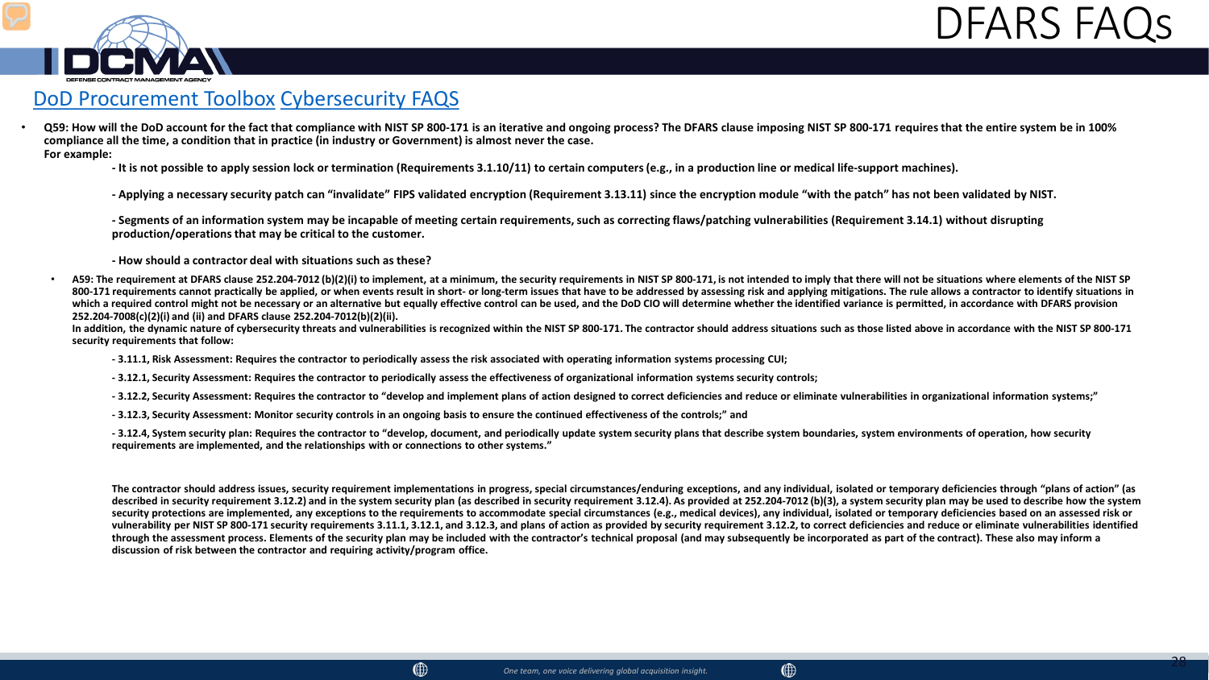# DFARS FAQs

DoD Procurement Toolbox Cybersecurity FAQS

- **Q59: How will the DoD account for the fact that compliance with NIST SP 800-171 is an iterative and ongoing process? The DFARS clause imposing NIST SP 800-171 requires that the entire system be in 100% compliance all the time, a condition that in practice (in industry or Government) is almost never the case.**
  **For example:**

  **- It is not possible to apply session lock or termination (Requirements 3.1.10/11) to certain computers (e.g., in a production line or medical life-support machines).**

  **- Applying a necessary security patch can "invalidate" FIPS validated encryption (Requirement 3.13.11) since the encryption module "with the patch" has not been validated by NIST.**

  **- Segments of an information system may be incapable of meeting certain requirements, such as correcting flaws/patching vulnerabilities (Requirement 3.14.1) without disrupting production/operations that may be critical to the customer.**

  **- How should a contractor deal with situations such as these?**

  - **A59: The requirement at DFARS clause 252.204-7012 (b)(2)(i) to implement, at a minimum, the security requirements in NIST SP 800-171, is not intended to imply that there will not be situations where elements of the NIST SP 800-171 requirements cannot practically be applied, or when events result in short- or long-term issues that have to be addressed by assessing risk and applying mitigations. The rule allows a contractor to identify situations in which a required control might not be necessary or an alternative but equally effective control can be used, and the DoD CIO will determine whether the identified variance is permitted, in accordance with DFARS provision 252.204-7008(c)(2)(i) and (ii) and DFARS clause 252.204-7012(b)(2)(ii).**
    **In addition, the dynamic nature of cybersecurity threats and vulnerabilities is recognized within the NIST SP 800-171. The contractor should address situations such as those listed above in accordance with the NIST SP 800-171 security requirements that follow:**

    **- 3.11.1, Risk Assessment: Requires the contractor to periodically assess the risk associated with operating information systems processing CUI;**

    **- 3.12.1, Security Assessment: Requires the contractor to periodically assess the effectiveness of organizational information systems security controls;**

    **- 3.12.2, Security Assessment: Requires the contractor to "develop and implement plans of action designed to correct deficiencies and reduce or eliminate vulnerabilities in organizational information systems;"**

    **- 3.12.3, Security Assessment: Monitor security controls in an ongoing basis to ensure the continued effectiveness of the controls;" and**

    **- 3.12.4, System security plan: Requires the contractor to "develop, document, and periodically update system security plans that describe system boundaries, system environments of operation, how security requirements are implemented, and the relationships with or connections to other systems."**

    **The contractor should address issues, security requirement implementations in progress, special circumstances/enduring exceptions, and any individual, isolated or temporary deficiencies through "plans of action" (as described in security requirement 3.12.2) and in the system security plan (as described in security requirement 3.12.4). As provided at 252.204-7012 (b)(3), a system security plan may be used to describe how the system security protections are implemented, any exceptions to the requirements to accommodate special circumstances (e.g., medical devices), any individual, isolated or temporary deficiencies based on an assessed risk or vulnerability per NIST SP 800-171 security requirements 3.11.1, 3.12.1, and 3.12.3, and plans of action as provided by security requirement 3.12.2, to correct deficiencies and reduce or eliminate vulnerabilities identified through the assessment process. Elements of the security plan may be included with the contractor's technical proposal (and may subsequently be incorporated as part of the contract). These also may inform a discussion of risk between the contractor and requiring activity/program office.**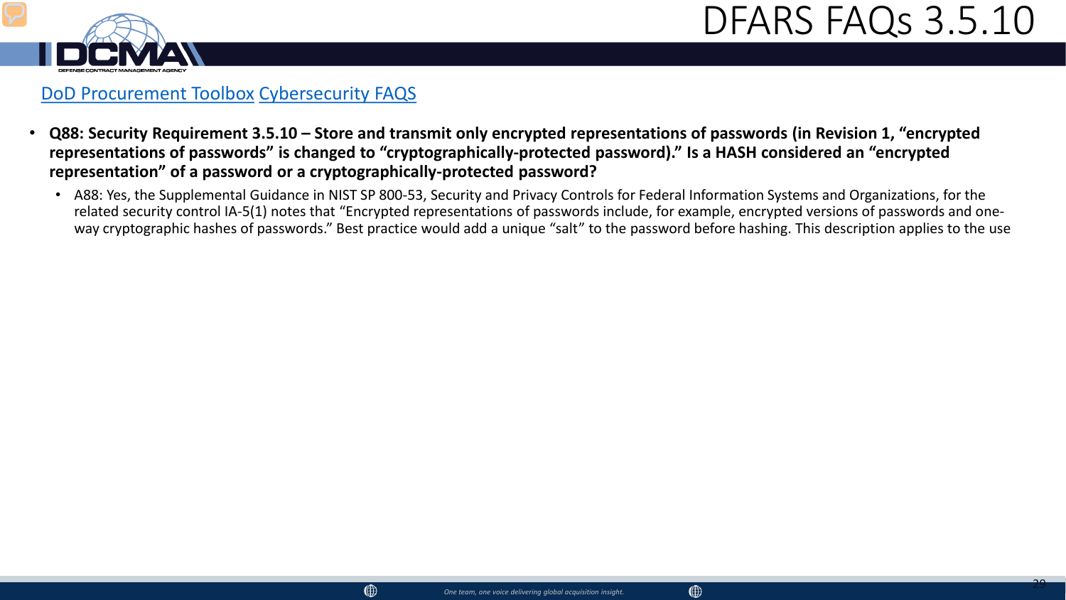# DFARS FAQs 3.5.10

DoD Procurement Toolbox Cybersecurity FAQS

- **Q88: Security Requirement 3.5.10 – Store and transmit only encrypted representations of passwords (in Revision 1, "encrypted representations of passwords" is changed to "cryptographically-protected password)." Is a HASH considered an "encrypted representation" of a password or a cryptographically-protected password?**
  - A88: Yes, the Supplemental Guidance in NIST SP 800-53, Security and Privacy Controls for Federal Information Systems and Organizations, for the related security control IA-5(1) notes that "Encrypted representations of passwords include, for example, encrypted versions of passwords and one-way cryptographic hashes of passwords." Best practice would add a unique "salt" to the password before hashing. This description applies to the use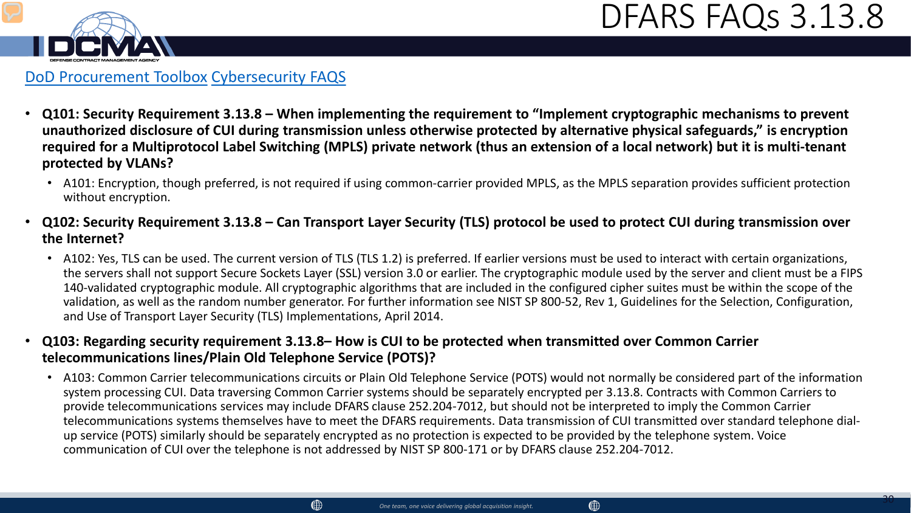# DFARS FAQs 3.13.8

DoD Procurement Toolbox Cybersecurity FAQS

- **Q101: Security Requirement 3.13.8 – When implementing the requirement to "Implement cryptographic mechanisms to prevent unauthorized disclosure of CUI during transmission unless otherwise protected by alternative physical safeguards," is encryption required for a Multiprotocol Label Switching (MPLS) private network (thus an extension of a local network) but it is multi-tenant protected by VLANs?**
  - A101: Encryption, though preferred, is not required if using common-carrier provided MPLS, as the MPLS separation provides sufficient protection without encryption.
- **Q102: Security Requirement 3.13.8 – Can Transport Layer Security (TLS) protocol be used to protect CUI during transmission over the Internet?**
  - A102: Yes, TLS can be used. The current version of TLS (TLS 1.2) is preferred. If earlier versions must be used to interact with certain organizations, the servers shall not support Secure Sockets Layer (SSL) version 3.0 or earlier. The cryptographic module used by the server and client must be a FIPS 140-validated cryptographic module. All cryptographic algorithms that are included in the configured cipher suites must be within the scope of the validation, as well as the random number generator. For further information see NIST SP 800-52, Rev 1, Guidelines for the Selection, Configuration, and Use of Transport Layer Security (TLS) Implementations, April 2014.
- **Q103: Regarding security requirement 3.13.8– How is CUI to be protected when transmitted over Common Carrier telecommunications lines/Plain Old Telephone Service (POTS)?**
  - A103: Common Carrier telecommunications circuits or Plain Old Telephone Service (POTS) would not normally be considered part of the information system processing CUI. Data traversing Common Carrier systems should be separately encrypted per 3.13.8. Contracts with Common Carriers to provide telecommunications services may include DFARS clause 252.204-7012, but should not be interpreted to imply the Common Carrier telecommunications systems themselves have to meet the DFARS requirements. Data transmission of CUI transmitted over standard telephone dial-up service (POTS) similarly should be separately encrypted as no protection is expected to be provided by the telephone system. Voice communication of CUI over the telephone is not addressed by NIST SP 800-171 or by DFARS clause 252.204-7012.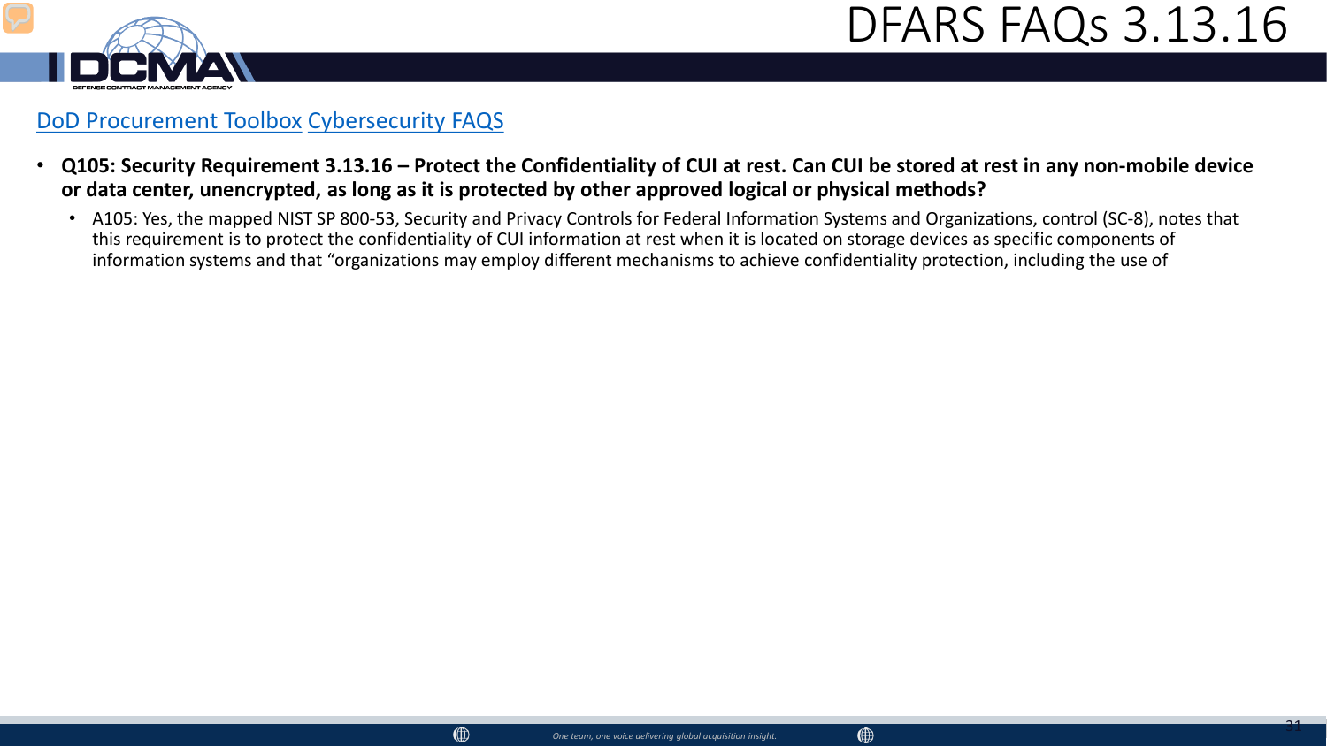# DFARS FAQs 3.13.16

DoD Procurement Toolbox Cybersecurity FAQS

- **Q105: Security Requirement 3.13.16 – Protect the Confidentiality of CUI at rest. Can CUI be stored at rest in any non-mobile device or data center, unencrypted, as long as it is protected by other approved logical or physical methods?**
  - A105: Yes, the mapped NIST SP 800-53, Security and Privacy Controls for Federal Information Systems and Organizations, control (SC-8), notes that this requirement is to protect the confidentiality of CUI information at rest when it is located on storage devices as specific components of information systems and that "organizations may employ different mechanisms to achieve confidentiality protection, including the use of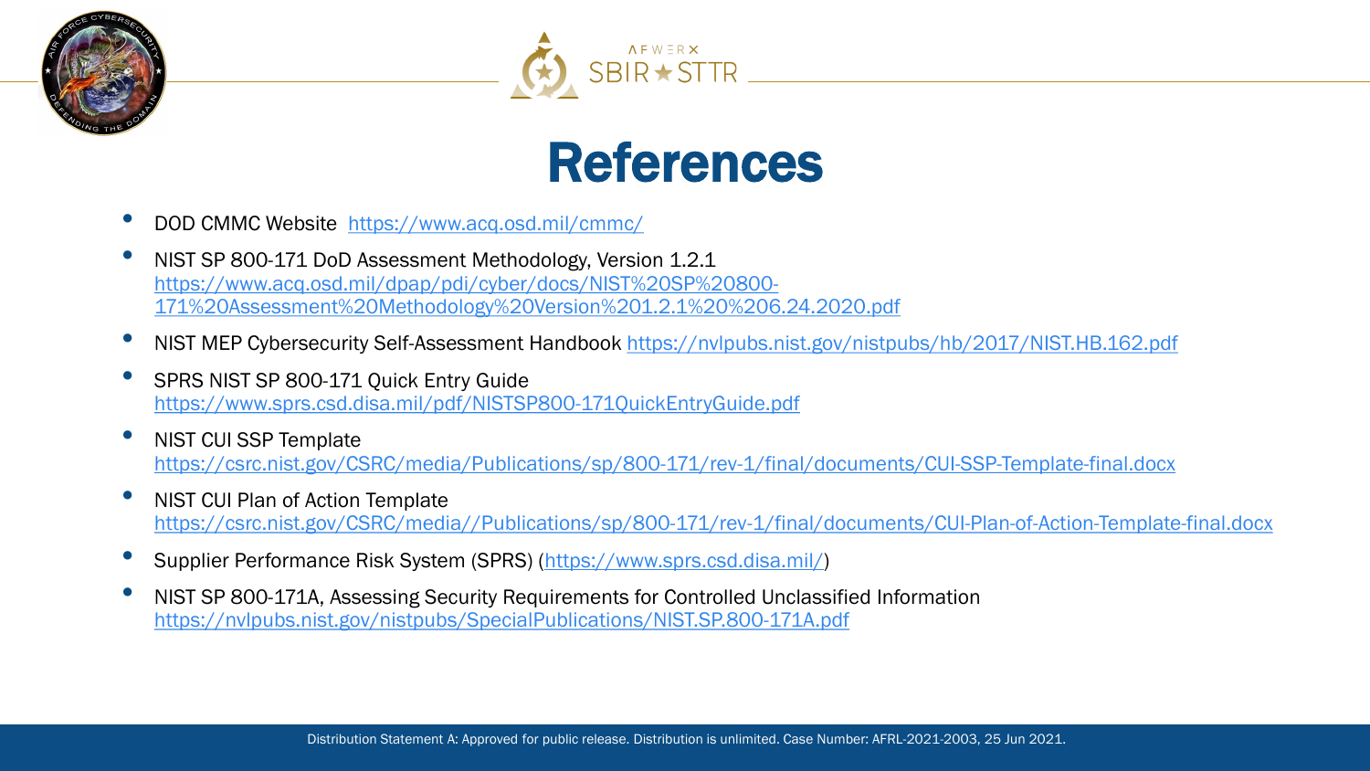# References

- DOD CMMC Website https://www.acq.osd.mil/cmmc/
- NIST SP 800-171 DoD Assessment Methodology, Version 1.2.1 https://www.acq.osd.mil/dpap/pdi/cyber/docs/NIST%20SP%20800-171%20Assessment%20Methodology%20Version%201.2.1%20%206.24.2020.pdf
- NIST MEP Cybersecurity Self-Assessment Handbook https://nvlpubs.nist.gov/nistpubs/hb/2017/NIST.HB.162.pdf
- SPRS NIST SP 800-171 Quick Entry Guide https://www.sprs.csd.disa.mil/pdf/NISTSP800-171QuickEntryGuide.pdf
- NIST CUI SSP Template https://csrc.nist.gov/CSRC/media/Publications/sp/800-171/rev-1/final/documents/CUI-SSP-Template-final.docx
- NIST CUI Plan of Action Template https://csrc.nist.gov/CSRC/media//Publications/sp/800-171/rev-1/final/documents/CUI-Plan-of-Action-Template-final.docx
- Supplier Performance Risk System (SPRS) (https://www.sprs.csd.disa.mil/)
- NIST SP 800-171A, Assessing Security Requirements for Controlled Unclassified Information https://nvlpubs.nist.gov/nistpubs/SpecialPublications/NIST.SP.800-171A.pdf

Distribution Statement A: Approved for public release. Distribution is unlimited. Case Number: AFRL-2021-2003, 25 Jun 2021.